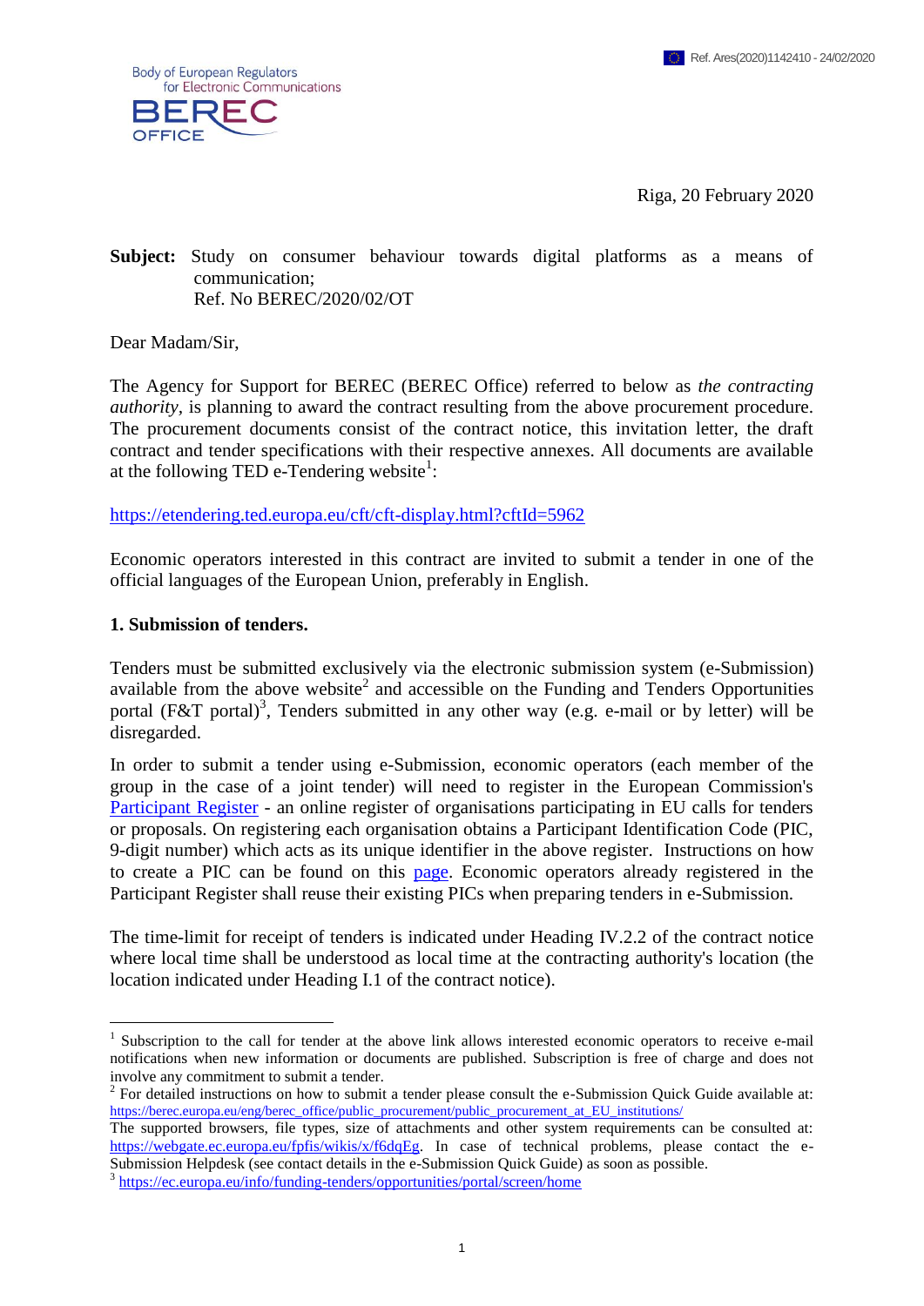Body of European Regulators for Electronic Communications

BEREC OFFICE

Ref. Ares(2020)1142410 - 24/02/2020

Riga, 20 February 2020

**Subject:** Study on consumer behaviour towards digital platforms as a means of communication;
Ref. No BEREC/2020/02/OT

Dear Madam/Sir,

The Agency for Support for BEREC (BEREC Office) referred to below as *the contracting authority*, is planning to award the contract resulting from the above procurement procedure. The procurement documents consist of the contract notice, this invitation letter, the draft contract and tender specifications with their respective annexes. All documents are available at the following TED e-Tendering website[1]:

https://etendering.ted.europa.eu/cft/cft-display.html?cftId=5962

Economic operators interested in this contract are invited to submit a tender in one of the official languages of the European Union, preferably in English.

**1. Submission of tenders.**

Tenders must be submitted exclusively via the electronic submission system (e-Submission) available from the above website[2] and accessible on the Funding and Tenders Opportunities portal (F&T portal)[3], Tenders submitted in any other way (e.g. e-mail or by letter) will be disregarded.

In order to submit a tender using e-Submission, economic operators (each member of the group in the case of a joint tender) will need to register in the European Commission's Participant Register - an online register of organisations participating in EU calls for tenders or proposals. On registering each organisation obtains a Participant Identification Code (PIC, 9-digit number) which acts as its unique identifier in the above register. Instructions on how to create a PIC can be found on this page. Economic operators already registered in the Participant Register shall reuse their existing PICs when preparing tenders in e-Submission.

The time-limit for receipt of tenders is indicated under Heading IV.2.2 of the contract notice where local time shall be understood as local time at the contracting authority's location (the location indicated under Heading I.1 of the contract notice).

---

[1] Subscription to the call for tender at the above link allows interested economic operators to receive e-mail notifications when new information or documents are published. Subscription is free of charge and does not involve any commitment to submit a tender.

[2] For detailed instructions on how to submit a tender please consult the e-Submission Quick Guide available at: https://berec.europa.eu/eng/berec_office/public_procurement/public_procurement_at_EU_institutions/
The supported browsers, file types, size of attachments and other system requirements can be consulted at: https://webgate.ec.europa.eu/fpfis/wikis/x/f6dqEg. In case of technical problems, please contact the e-Submission Helpdesk (see contact details in the e-Submission Quick Guide) as soon as possible.

[3] https://ec.europa.eu/info/funding-tenders/opportunities/portal/screen/home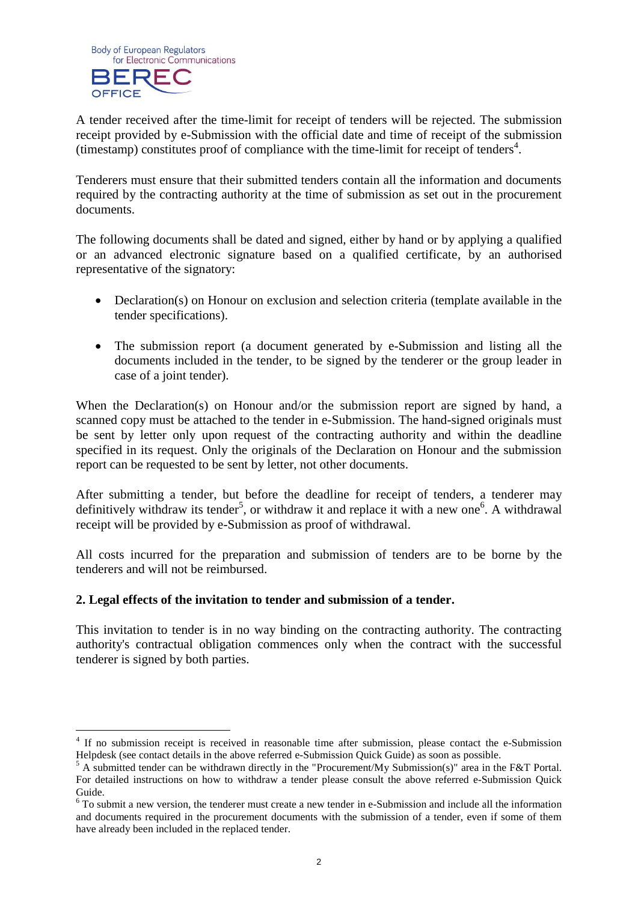A tender received after the time-limit for receipt of tenders will be rejected. The submission receipt provided by e-Submission with the official date and time of receipt of the submission (timestamp) constitutes proof of compliance with the time-limit for receipt of tenders[4].

Tenderers must ensure that their submitted tenders contain all the information and documents required by the contracting authority at the time of submission as set out in the procurement documents.

The following documents shall be dated and signed, either by hand or by applying a qualified or an advanced electronic signature based on a qualified certificate, by an authorised representative of the signatory:

- Declaration(s) on Honour on exclusion and selection criteria (template available in the tender specifications).
- The submission report (a document generated by e-Submission and listing all the documents included in the tender, to be signed by the tenderer or the group leader in case of a joint tender).

When the Declaration(s) on Honour and/or the submission report are signed by hand, a scanned copy must be attached to the tender in e-Submission. The hand-signed originals must be sent by letter only upon request of the contracting authority and within the deadline specified in its request. Only the originals of the Declaration on Honour and the submission report can be requested to be sent by letter, not other documents.

After submitting a tender, but before the deadline for receipt of tenders, a tenderer may definitively withdraw its tender[5], or withdraw it and replace it with a new one[6]. A withdrawal receipt will be provided by e-Submission as proof of withdrawal.

All costs incurred for the preparation and submission of tenders are to be borne by the tenderers and will not be reimbursed.

**2. Legal effects of the invitation to tender and submission of a tender.**

This invitation to tender is in no way binding on the contracting authority. The contracting authority's contractual obligation commences only when the contract with the successful tenderer is signed by both parties.

---

[4] If no submission receipt is received in reasonable time after submission, please contact the e-Submission Helpdesk (see contact details in the above referred e-Submission Quick Guide) as soon as possible.

[5] A submitted tender can be withdrawn directly in the "Procurement/My Submission(s)" area in the F&T Portal. For detailed instructions on how to withdraw a tender please consult the above referred e-Submission Quick Guide.

[6] To submit a new version, the tenderer must create a new tender in e-Submission and include all the information and documents required in the procurement documents with the submission of a tender, even if some of them have already been included in the replaced tender.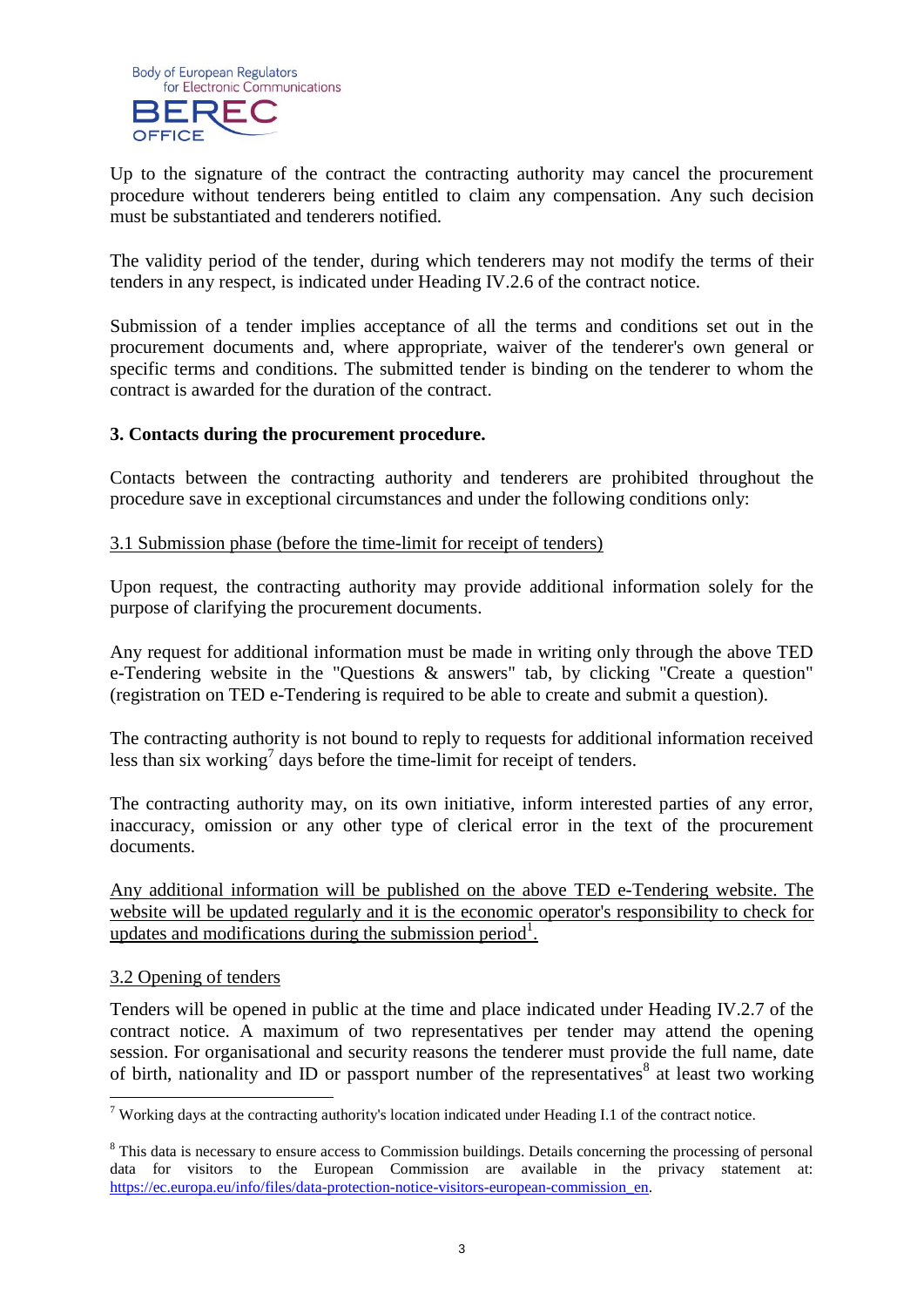Up to the signature of the contract the contracting authority may cancel the procurement procedure without tenderers being entitled to claim any compensation. Any such decision must be substantiated and tenderers notified.

The validity period of the tender, during which tenderers may not modify the terms of their tenders in any respect, is indicated under Heading IV.2.6 of the contract notice.

Submission of a tender implies acceptance of all the terms and conditions set out in the procurement documents and, where appropriate, waiver of the tenderer's own general or specific terms and conditions. The submitted tender is binding on the tenderer to whom the contract is awarded for the duration of the contract.

**3. Contacts during the procurement procedure.**

Contacts between the contracting authority and tenderers are prohibited throughout the procedure save in exceptional circumstances and under the following conditions only:

3.1 Submission phase (before the time-limit for receipt of tenders)

Upon request, the contracting authority may provide additional information solely for the purpose of clarifying the procurement documents.

Any request for additional information must be made in writing only through the above TED e-Tendering website in the "Questions & answers" tab, by clicking "Create a question" (registration on TED e-Tendering is required to be able to create and submit a question).

The contracting authority is not bound to reply to requests for additional information received less than six working[7] days before the time-limit for receipt of tenders.

The contracting authority may, on its own initiative, inform interested parties of any error, inaccuracy, omission or any other type of clerical error in the text of the procurement documents.

Any additional information will be published on the above TED e-Tendering website. The website will be updated regularly and it is the economic operator's responsibility to check for updates and modifications during the submission period[1].

3.2 Opening of tenders

Tenders will be opened in public at the time and place indicated under Heading IV.2.7 of the contract notice. A maximum of two representatives per tender may attend the opening session. For organisational and security reasons the tenderer must provide the full name, date of birth, nationality and ID or passport number of the representatives[8] at least two working

---

[7] Working days at the contracting authority's location indicated under Heading I.1 of the contract notice.

[8] This data is necessary to ensure access to Commission buildings. Details concerning the processing of personal data for visitors to the European Commission are available in the privacy statement at: https://ec.europa.eu/info/files/data-protection-notice-visitors-european-commission_en.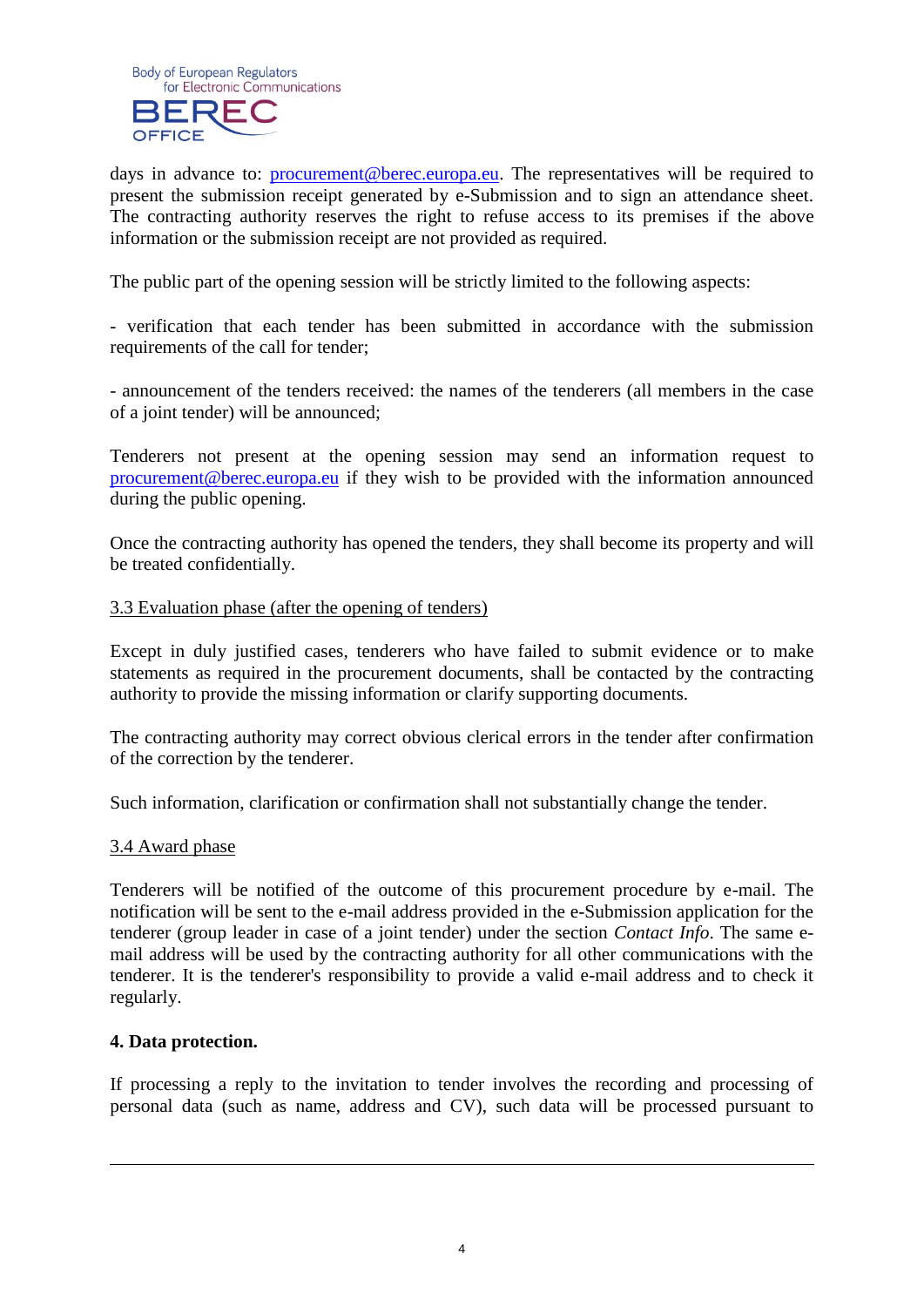days in advance to: procurement@berec.europa.eu. The representatives will be required to present the submission receipt generated by e-Submission and to sign an attendance sheet. The contracting authority reserves the right to refuse access to its premises if the above information or the submission receipt are not provided as required.

The public part of the opening session will be strictly limited to the following aspects:

- verification that each tender has been submitted in accordance with the submission requirements of the call for tender;

- announcement of the tenders received: the names of the tenderers (all members in the case of a joint tender) will be announced;

Tenderers not present at the opening session may send an information request to procurement@berec.europa.eu if they wish to be provided with the information announced during the public opening.

Once the contracting authority has opened the tenders, they shall become its property and will be treated confidentially.

<u>3.3 Evaluation phase (after the opening of tenders)</u>

Except in duly justified cases, tenderers who have failed to submit evidence or to make statements as required in the procurement documents, shall be contacted by the contracting authority to provide the missing information or clarify supporting documents.

The contracting authority may correct obvious clerical errors in the tender after confirmation of the correction by the tenderer.

Such information, clarification or confirmation shall not substantially change the tender.

<u>3.4 Award phase</u>

Tenderers will be notified of the outcome of this procurement procedure by e-mail. The notification will be sent to the e-mail address provided in the e-Submission application for the tenderer (group leader in case of a joint tender) under the section *Contact Info*. The same e-mail address will be used by the contracting authority for all other communications with the tenderer. It is the tenderer's responsibility to provide a valid e-mail address and to check it regularly.

**4. Data protection.**

If processing a reply to the invitation to tender involves the recording and processing of personal data (such as name, address and CV), such data will be processed pursuant to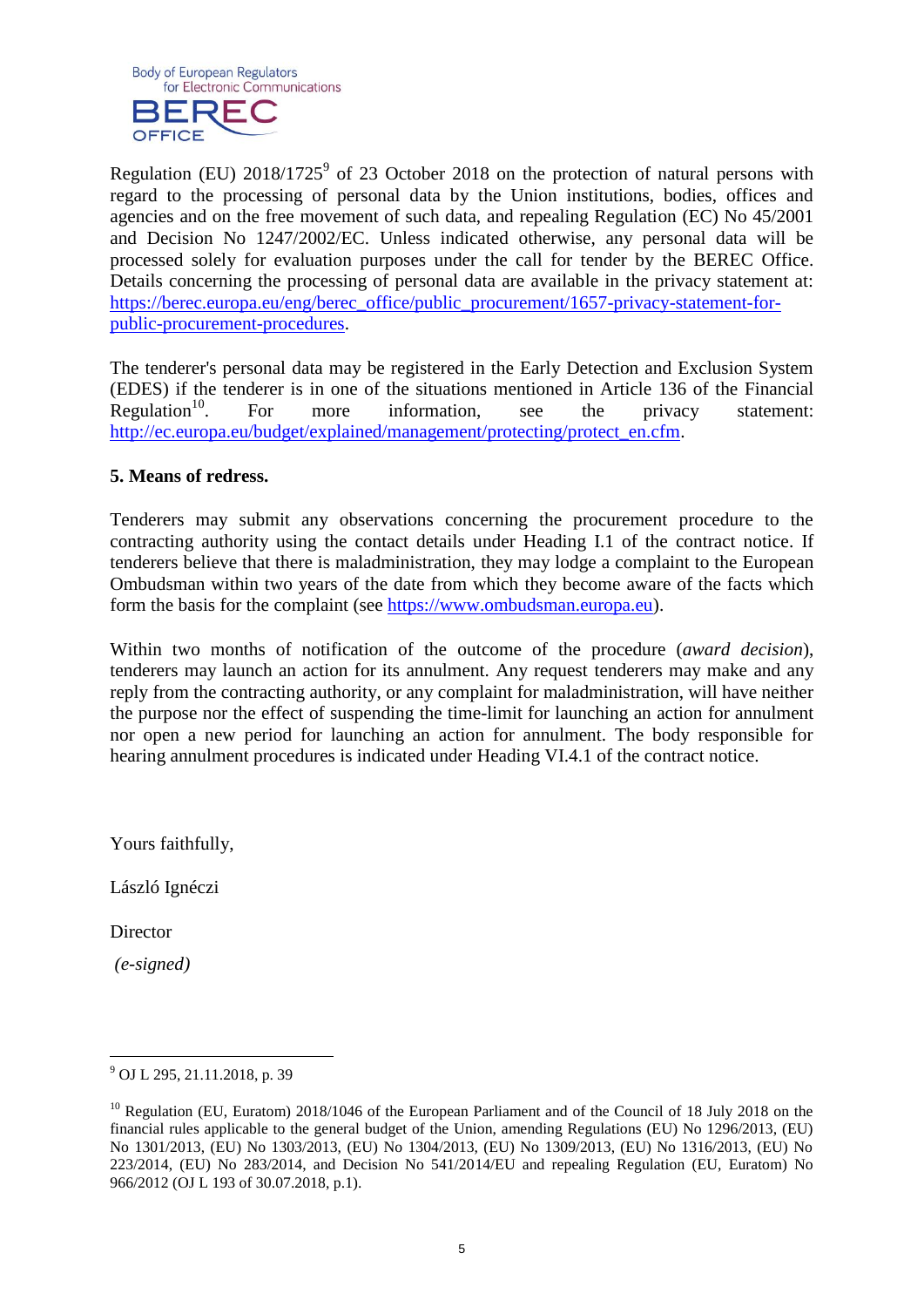Regulation (EU) 2018/1725[9] of 23 October 2018 on the protection of natural persons with regard to the processing of personal data by the Union institutions, bodies, offices and agencies and on the free movement of such data, and repealing Regulation (EC) No 45/2001 and Decision No 1247/2002/EC. Unless indicated otherwise, any personal data will be processed solely for evaluation purposes under the call for tender by the BEREC Office. Details concerning the processing of personal data are available in the privacy statement at: https://berec.europa.eu/eng/berec_office/public_procurement/1657-privacy-statement-for-public-procurement-procedures.

The tenderer's personal data may be registered in the Early Detection and Exclusion System (EDES) if the tenderer is in one of the situations mentioned in Article 136 of the Financial Regulation[10]. For more information, see the privacy statement: http://ec.europa.eu/budget/explained/management/protecting/protect_en.cfm.

**5. Means of redress.**

Tenderers may submit any observations concerning the procurement procedure to the contracting authority using the contact details under Heading I.1 of the contract notice. If tenderers believe that there is maladministration, they may lodge a complaint to the European Ombudsman within two years of the date from which they become aware of the facts which form the basis for the complaint (see https://www.ombudsman.europa.eu).

Within two months of notification of the outcome of the procedure (*award decision*), tenderers may launch an action for its annulment. Any request tenderers may make and any reply from the contracting authority, or any complaint for maladministration, will have neither the purpose nor the effect of suspending the time-limit for launching an action for annulment nor open a new period for launching an action for annulment. The body responsible for hearing annulment procedures is indicated under Heading VI.4.1 of the contract notice.

Yours faithfully,

László Ignéczi

Director

*(e-signed)*

---

[9] OJ L 295, 21.11.2018, p. 39

[10] Regulation (EU, Euratom) 2018/1046 of the European Parliament and of the Council of 18 July 2018 on the financial rules applicable to the general budget of the Union, amending Regulations (EU) No 1296/2013, (EU) No 1301/2013, (EU) No 1303/2013, (EU) No 1304/2013, (EU) No 1309/2013, (EU) No 1316/2013, (EU) No 223/2014, (EU) No 283/2014, and Decision No 541/2014/EU and repealing Regulation (EU, Euratom) No 966/2012 (OJ L 193 of 30.07.2018, p.1).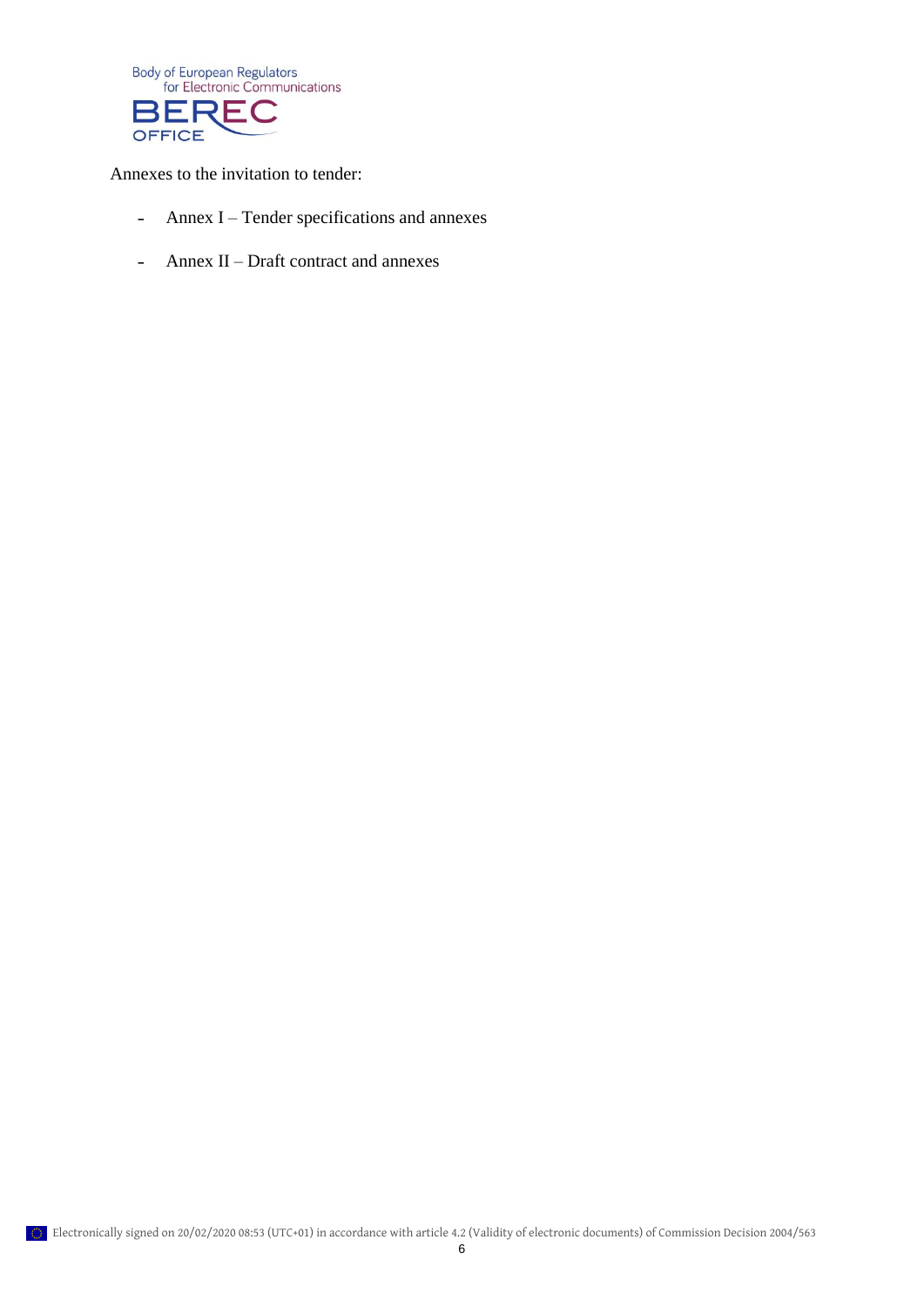Annexes to the invitation to tender:

- Annex I – Tender specifications and annexes
- Annex II – Draft contract and annexes